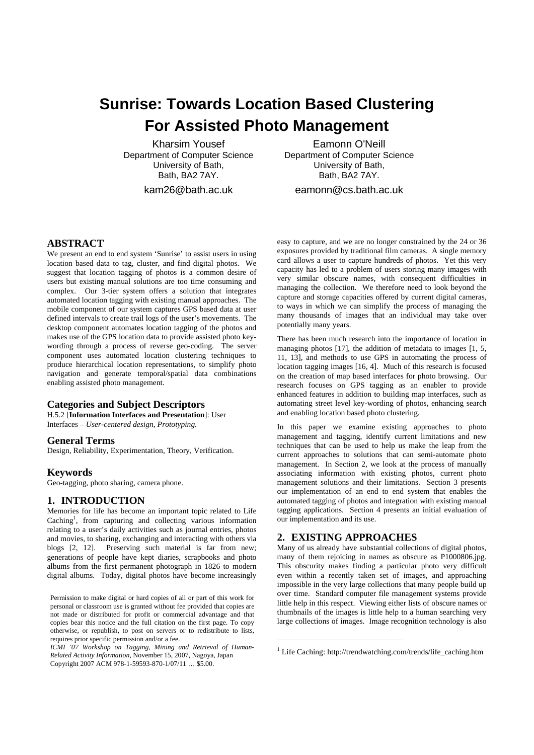# Sunrise: Towards Location Based Clustering For Assisted Photo Management

Kharsim Yousef
Department of Computer Science
University of Bath,
Bath, BA2 7AY.
kam26@bath.ac.uk

Eamonn O'Neill
Department of Computer Science
University of Bath,
Bath, BA2 7AY.
eamonn@cs.bath.ac.uk

## ABSTRACT

We present an end to end system 'Sunrise' to assist users in using location based data to tag, cluster, and find digital photos. We suggest that location tagging of photos is a common desire of users but existing manual solutions are too time consuming and complex. Our 3-tier system offers a solution that integrates automated location tagging with existing manual approaches. The mobile component of our system captures GPS based data at user defined intervals to create trail logs of the user's movements. The desktop component automates location tagging of the photos and makes use of the GPS location data to provide assisted photo key-wording through a process of reverse geo-coding. The server component uses automated location clustering techniques to produce hierarchical location representations, to simplify photo navigation and generate temporal/spatial data combinations enabling assisted photo management.

### Categories and Subject Descriptors

H.5.2 [**Information Interfaces and Presentation**]: User Interfaces – *User-centered design, Prototyping.*

### General Terms

Design, Reliability, Experimentation, Theory, Verification.

### Keywords

Geo-tagging, photo sharing, camera phone.

## 1. INTRODUCTION

Memories for life has become an important topic related to Life Caching[1], from capturing and collecting various information relating to a user's daily activities such as journal entries, photos and movies, to sharing, exchanging and interacting with others via blogs [2, 12]. Preserving such material is far from new; generations of people have kept diaries, scrapbooks and photo albums from the first permanent photograph in 1826 to modern digital albums. Today, digital photos have become increasingly easy to capture, and we are no longer constrained by the 24 or 36 exposures provided by traditional film cameras. A single memory card allows a user to capture hundreds of photos. Yet this very capacity has led to a problem of users storing many images with very similar obscure names, with consequent difficulties in managing the collection. We therefore need to look beyond the capture and storage capacities offered by current digital cameras, to ways in which we can simplify the process of managing the many thousands of images that an individual may take over potentially many years.

There has been much research into the importance of location in managing photos [17], the addition of metadata to images [1, 5, 11, 13], and methods to use GPS in automating the process of location tagging images [16, 4]. Much of this research is focused on the creation of map based interfaces for photo browsing. Our research focuses on GPS tagging as an enabler to provide enhanced features in addition to building map interfaces, such as automating street level key-wording of photos, enhancing search and enabling location based photo clustering.

In this paper we examine existing approaches to photo management and tagging, identify current limitations and new techniques that can be used to help us make the leap from the current approaches to solutions that can semi-automate photo management. In Section 2, we look at the process of manually associating information with existing photos, current photo management solutions and their limitations. Section 3 presents our implementation of an end to end system that enables the automated tagging of photos and integration with existing manual tagging applications. Section 4 presents an initial evaluation of our implementation and its use.

## 2. EXISTING APPROACHES

Many of us already have substantial collections of digital photos, many of them rejoicing in names as obscure as P1000806.jpg. This obscurity makes finding a particular photo very difficult even within a recently taken set of images, and approaching impossible in the very large collections that many people build up over time. Standard computer file management systems provide little help in this respect. Viewing either lists of obscure names or thumbnails of the images is little help to a human searching very large collections of images. Image recognition technology is also

Permission to make digital or hard copies of all or part of this work for personal or classroom use is granted without fee provided that copies are not made or distributed for profit or commercial advantage and that copies bear this notice and the full citation on the first page. To copy otherwise, or republish, to post on servers or to redistribute to lists, requires prior specific permission and/or a fee.
*ICMI '07 Workshop on Tagging, Mining and Retrieval of Human-Related Activity Information*, November 15, 2007, Nagoya, Japan
Copyright 2007 ACM 978-1-59593-870-1/07/11 … $5.00.

[1] Life Caching: http://trendwatching.com/trends/life_caching.htm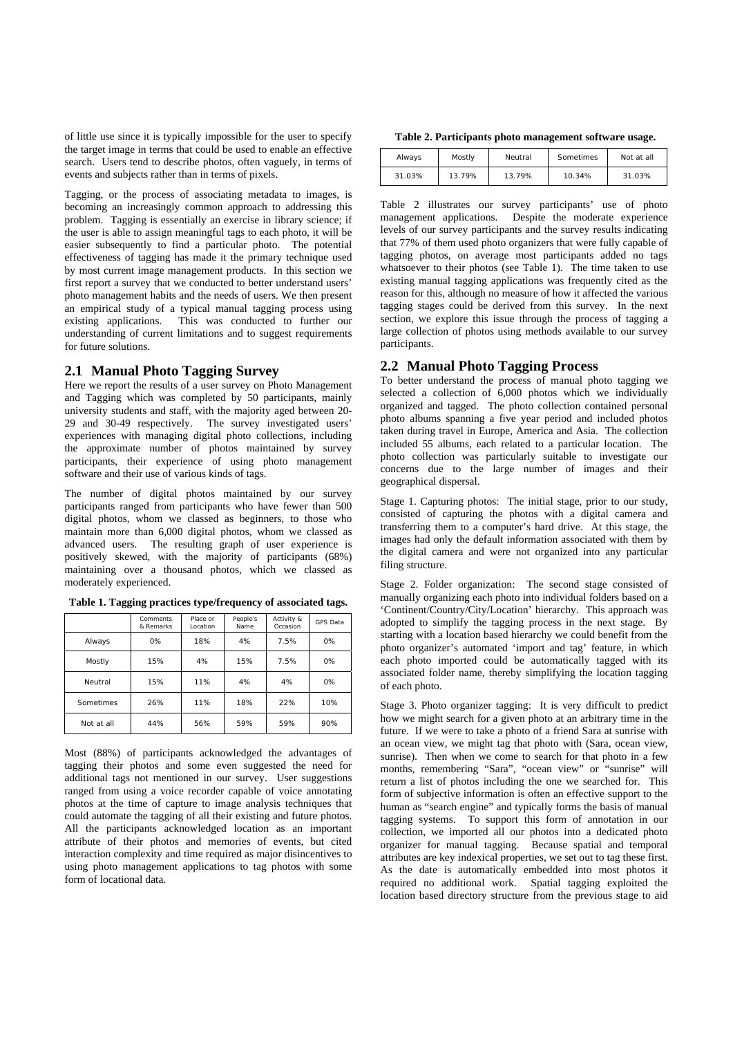of little use since it is typically impossible for the user to specify the target image in terms that could be used to enable an effective search. Users tend to describe photos, often vaguely, in terms of events and subjects rather than in terms of pixels.

Tagging, or the process of associating metadata to images, is becoming an increasingly common approach to addressing this problem. Tagging is essentially an exercise in library science; if the user is able to assign meaningful tags to each photo, it will be easier subsequently to find a particular photo. The potential effectiveness of tagging has made it the primary technique used by most current image management products. In this section we first report a survey that we conducted to better understand users' photo management habits and the needs of users. We then present an empirical study of a typical manual tagging process using existing applications. This was conducted to further our understanding of current limitations and to suggest requirements for future solutions.

## 2.1 Manual Photo Tagging Survey

Here we report the results of a user survey on Photo Management and Tagging which was completed by 50 participants, mainly university students and staff, with the majority aged between 20-29 and 30-49 respectively. The survey investigated users' experiences with managing digital photo collections, including the approximate number of photos maintained by survey participants, their experience of using photo management software and their use of various kinds of tags.

The number of digital photos maintained by our survey participants ranged from participants who have fewer than 500 digital photos, whom we classed as beginners, to those who maintain more than 6,000 digital photos, whom we classed as advanced users. The resulting graph of user experience is positively skewed, with the majority of participants (68%) maintaining over a thousand photos, which we classed as moderately experienced.

**Table 1. Tagging practices type/frequency of associated tags.**

| | Comments & Remarks | Place or Location | People's Name | Activity & Occasion | GPS Data |
|---|---|---|---|---|---|
| Always | 0% | 18% | 4% | 7.5% | 0% |
| Mostly | 15% | 4% | 15% | 7.5% | 0% |
| Neutral | 15% | 11% | 4% | 4% | 0% |
| Sometimes | 26% | 11% | 18% | 22% | 10% |
| Not at all | 44% | 56% | 59% | 59% | 90% |

Most (88%) of participants acknowledged the advantages of tagging their photos and some even suggested the need for additional tags not mentioned in our survey. User suggestions ranged from using a voice recorder capable of voice annotating photos at the time of capture to image analysis techniques that could automate the tagging of all their existing and future photos. All the participants acknowledged location as an important attribute of their photos and memories of events, but cited interaction complexity and time required as major disincentives to using photo management applications to tag photos with some form of locational data.

**Table 2. Participants photo management software usage.**

| Always | Mostly | Neutral | Sometimes | Not at all |
|---|---|---|---|---|
| 31.03% | 13.79% | 13.79% | 10.34% | 31.03% |

Table 2 illustrates our survey participants' use of photo management applications. Despite the moderate experience levels of our survey participants and the survey results indicating that 77% of them used photo organizers that were fully capable of tagging photos, on average most participants added no tags whatsoever to their photos (see Table 1). The time taken to use existing manual tagging applications was frequently cited as the reason for this, although no measure of how it affected the various tagging stages could be derived from this survey. In the next section, we explore this issue through the process of tagging a large collection of photos using methods available to our survey participants.

## 2.2 Manual Photo Tagging Process

To better understand the process of manual photo tagging we selected a collection of 6,000 photos which we individually organized and tagged. The photo collection contained personal photo albums spanning a five year period and included photos taken during travel in Europe, America and Asia. The collection included 55 albums, each related to a particular location. The photo collection was particularly suitable to investigate our concerns due to the large number of images and their geographical dispersal.

Stage 1. Capturing photos: The initial stage, prior to our study, consisted of capturing the photos with a digital camera and transferring them to a computer's hard drive. At this stage, the images had only the default information associated with them by the digital camera and were not organized into any particular filing structure.

Stage 2. Folder organization: The second stage consisted of manually organizing each photo into individual folders based on a 'Continent/Country/City/Location' hierarchy. This approach was adopted to simplify the tagging process in the next stage. By starting with a location based hierarchy we could benefit from the photo organizer's automated 'import and tag' feature, in which each photo imported could be automatically tagged with its associated folder name, thereby simplifying the location tagging of each photo.

Stage 3. Photo organizer tagging: It is very difficult to predict how we might search for a given photo at an arbitrary time in the future. If we were to take a photo of a friend Sara at sunrise with an ocean view, we might tag that photo with (Sara, ocean view, sunrise). Then when we come to search for that photo in a few months, remembering "Sara", "ocean view" or "sunrise" will return a list of photos including the one we searched for. This form of subjective information is often an effective support to the human as "search engine" and typically forms the basis of manual tagging systems. To support this form of annotation in our collection, we imported all our photos into a dedicated photo organizer for manual tagging. Because spatial and temporal attributes are key indexical properties, we set out to tag these first. As the date is automatically embedded into most photos it required no additional work. Spatial tagging exploited the location based directory structure from the previous stage to aid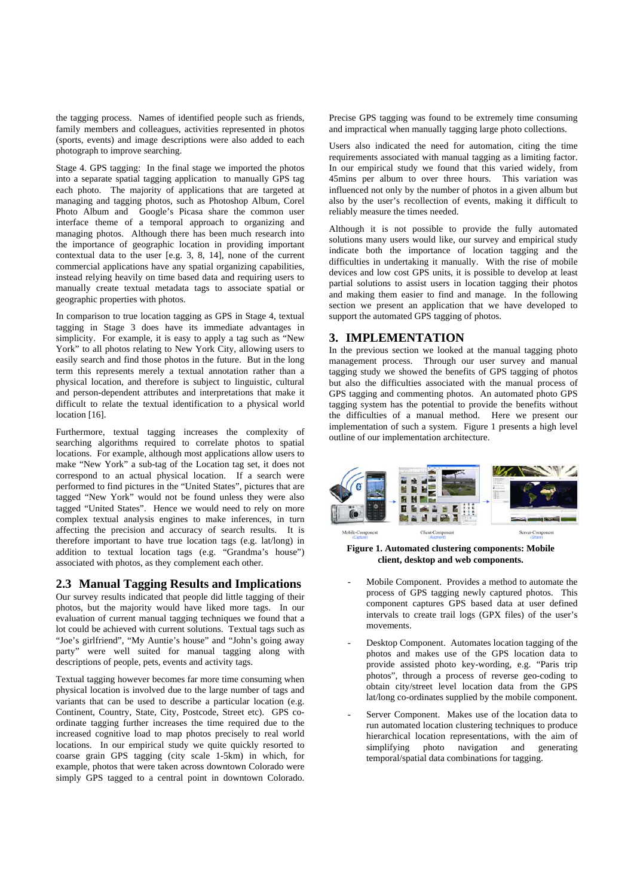the tagging process. Names of identified people such as friends, family members and colleagues, activities represented in photos (sports, events) and image descriptions were also added to each photograph to improve searching.

Stage 4. GPS tagging: In the final stage we imported the photos into a separate spatial tagging application to manually GPS tag each photo. The majority of applications that are targeted at managing and tagging photos, such as Photoshop Album, Corel Photo Album and Google's Picasa share the common user interface theme of a temporal approach to organizing and managing photos. Although there has been much research into the importance of geographic location in providing important contextual data to the user [e.g. 3, 8, 14], none of the current commercial applications have any spatial organizing capabilities, instead relying heavily on time based data and requiring users to manually create textual metadata tags to associate spatial or geographic properties with photos.

In comparison to true location tagging as GPS in Stage 4, textual tagging in Stage 3 does have its immediate advantages in simplicity. For example, it is easy to apply a tag such as "New York" to all photos relating to New York City, allowing users to easily search and find those photos in the future. But in the long term this represents merely a textual annotation rather than a physical location, and therefore is subject to linguistic, cultural and person-dependent attributes and interpretations that make it difficult to relate the textual identification to a physical world location [16].

Furthermore, textual tagging increases the complexity of searching algorithms required to correlate photos to spatial locations. For example, although most applications allow users to make "New York" a sub-tag of the Location tag set, it does not correspond to an actual physical location. If a search were performed to find pictures in the "United States", pictures that are tagged "New York" would not be found unless they were also tagged "United States". Hence we would need to rely on more complex textual analysis engines to make inferences, in turn affecting the precision and accuracy of search results. It is therefore important to have true location tags (e.g. lat/long) in addition to textual location tags (e.g. "Grandma's house") associated with photos, as they complement each other.

## 2.3 Manual Tagging Results and Implications

Our survey results indicated that people did little tagging of their photos, but the majority would have liked more tags. In our evaluation of current manual tagging techniques we found that a lot could be achieved with current solutions. Textual tags such as "Joe's girlfriend", "My Auntie's house" and "John's going away party" were well suited for manual tagging along with descriptions of people, pets, events and activity tags.

Textual tagging however becomes far more time consuming when physical location is involved due to the large number of tags and variants that can be used to describe a particular location (e.g. Continent, Country, State, City, Postcode, Street etc). GPS co-ordinate tagging further increases the time required due to the increased cognitive load to map photos precisely to real world locations. In our empirical study we quite quickly resorted to coarse grain GPS tagging (city scale 1-5km) in which, for example, photos that were taken across downtown Colorado were simply GPS tagged to a central point in downtown Colorado. Precise GPS tagging was found to be extremely time consuming and impractical when manually tagging large photo collections.

Users also indicated the need for automation, citing the time requirements associated with manual tagging as a limiting factor. In our empirical study we found that this varied widely, from 45mins per album to over three hours. This variation was influenced not only by the number of photos in a given album but also by the user's recollection of events, making it difficult to reliably measure the times needed.

Although it is not possible to provide the fully automated solutions many users would like, our survey and empirical study indicate both the importance of location tagging and the difficulties in undertaking it manually. With the rise of mobile devices and low cost GPS units, it is possible to develop at least partial solutions to assist users in location tagging their photos and making them easier to find and manage. In the following section we present an application that we have developed to support the automated GPS tagging of photos.

# 3. IMPLEMENTATION

In the previous section we looked at the manual tagging photo management process. Through our user survey and manual tagging study we showed the benefits of GPS tagging of photos but also the difficulties associated with the manual process of GPS tagging and commenting photos. An automated photo GPS tagging system has the potential to provide the benefits without the difficulties of a manual method. Here we present our implementation of such a system. Figure 1 presents a high level outline of our implementation architecture.

**Figure 1. Automated clustering components: Mobile client, desktop and web components.**

- Mobile Component. Provides a method to automate the process of GPS tagging newly captured photos. This component captures GPS based data at user defined intervals to create trail logs (GPX files) of the user's movements.

- Desktop Component. Automates location tagging of the photos and makes use of the GPS location data to provide assisted photo key-wording, e.g. "Paris trip photos", through a process of reverse geo-coding to obtain city/street level location data from the GPS lat/long co-ordinates supplied by the mobile component.

- Server Component. Makes use of the location data to run automated location clustering techniques to produce hierarchical location representations, with the aim of simplifying photo navigation and generating temporal/spatial data combinations for tagging.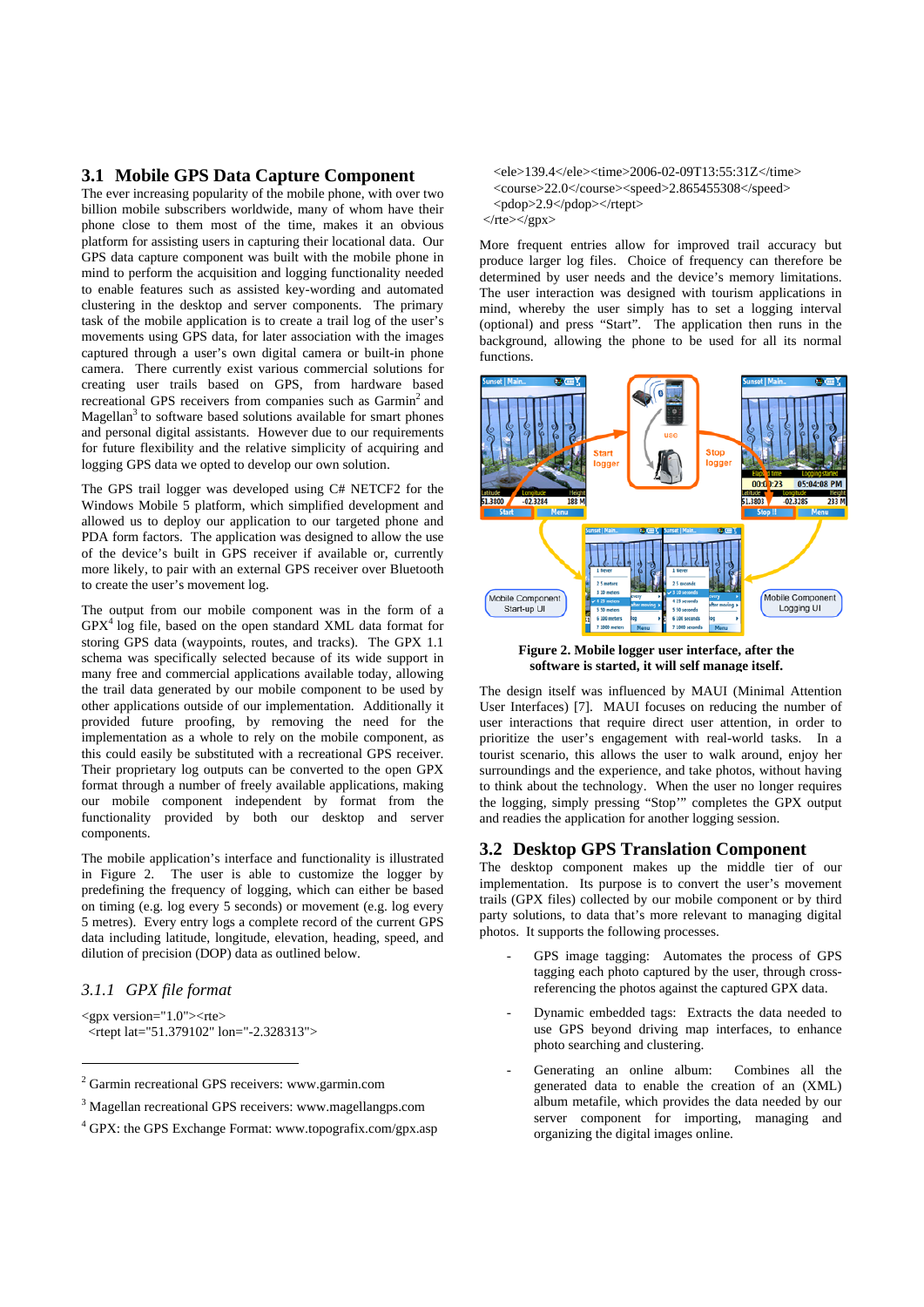## 3.1 Mobile GPS Data Capture Component

The ever increasing popularity of the mobile phone, with over two billion mobile subscribers worldwide, many of whom have their phone close to them most of the time, makes it an obvious platform for assisting users in capturing their locational data. Our GPS data capture component was built with the mobile phone in mind to perform the acquisition and logging functionality needed to enable features such as assisted key-wording and automated clustering in the desktop and server components. The primary task of the mobile application is to create a trail log of the user's movements using GPS data, for later association with the images captured through a user's own digital camera or built-in phone camera. There currently exist various commercial solutions for creating user trails based on GPS, from hardware based recreational GPS receivers from companies such as Garmin[2] and Magellan[3] to software based solutions available for smart phones and personal digital assistants. However due to our requirements for future flexibility and the relative simplicity of acquiring and logging GPS data we opted to develop our own solution.

The GPS trail logger was developed using C# NETCF2 for the Windows Mobile 5 platform, which simplified development and allowed us to deploy our application to our targeted phone and PDA form factors. The application was designed to allow the use of the device's built in GPS receiver if available or, currently more likely, to pair with an external GPS receiver over Bluetooth to create the user's movement log.

The output from our mobile component was in the form of a GPX[4] log file, based on the open standard XML data format for storing GPS data (waypoints, routes, and tracks). The GPX 1.1 schema was specifically selected because of its wide support in many free and commercial applications available today, allowing the trail data generated by our mobile component to be used by other applications outside of our implementation. Additionally it provided future proofing, by removing the need for the implementation as a whole to rely on the mobile component, as this could easily be substituted with a recreational GPS receiver. Their proprietary log outputs can be converted to the open GPX format through a number of freely available applications, making our mobile component independent by format from the functionality provided by both our desktop and server components.

The mobile application's interface and functionality is illustrated in Figure 2. The user is able to customize the logger by predefining the frequency of logging, which can either be based on timing (e.g. log every 5 seconds) or movement (e.g. log every 5 metres). Every entry logs a complete record of the current GPS data including latitude, longitude, elevation, heading, speed, and dilution of precision (DOP) data as outlined below.

### *3.1.1 GPX file format*

```
<gpx version="1.0"><rte>
 <rtept lat="51.379102" lon="-2.328313">
  <ele>139.4</ele><time>2006-02-09T13:55:31Z</time>
  <course>22.0</course><speed>2.865455308</speed>
  <pdop>2.9</pdop></rtept>
</rte></gpx>
```

More frequent entries allow for improved trail accuracy but produce larger log files. Choice of frequency can therefore be determined by user needs and the device's memory limitations. The user interaction was designed with tourism applications in mind, whereby the user simply has to set a logging interval (optional) and press "Start". The application then runs in the background, allowing the phone to be used for all its normal functions.

**Figure 2. Mobile logger user interface, after the software is started, it will self manage itself.**

The design itself was influenced by MAUI (Minimal Attention User Interfaces) [7]. MAUI focuses on reducing the number of user interactions that require direct user attention, in order to prioritize the user's engagement with real-world tasks. In a tourist scenario, this allows the user to walk around, enjoy her surroundings and the experience, and take photos, without having to think about the technology. When the user no longer requires the logging, simply pressing "Stop'" completes the GPX output and readies the application for another logging session.

## 3.2 Desktop GPS Translation Component

The desktop component makes up the middle tier of our implementation. Its purpose is to convert the user's movement trails (GPX files) collected by our mobile component or by third party solutions, to data that's more relevant to managing digital photos. It supports the following processes.

- GPS image tagging: Automates the process of GPS tagging each photo captured by the user, through cross-referencing the photos against the captured GPX data.
- Dynamic embedded tags: Extracts the data needed to use GPS beyond driving map interfaces, to enhance photo searching and clustering.
- Generating an online album: Combines all the generated data to enable the creation of an (XML) album metafile, which provides the data needed by our server component for importing, managing and organizing the digital images online.

---

[2] Garmin recreational GPS receivers: www.garmin.com

[3] Magellan recreational GPS receivers: www.magellangps.com

[4] GPX: the GPS Exchange Format: www.topografix.com/gpx.asp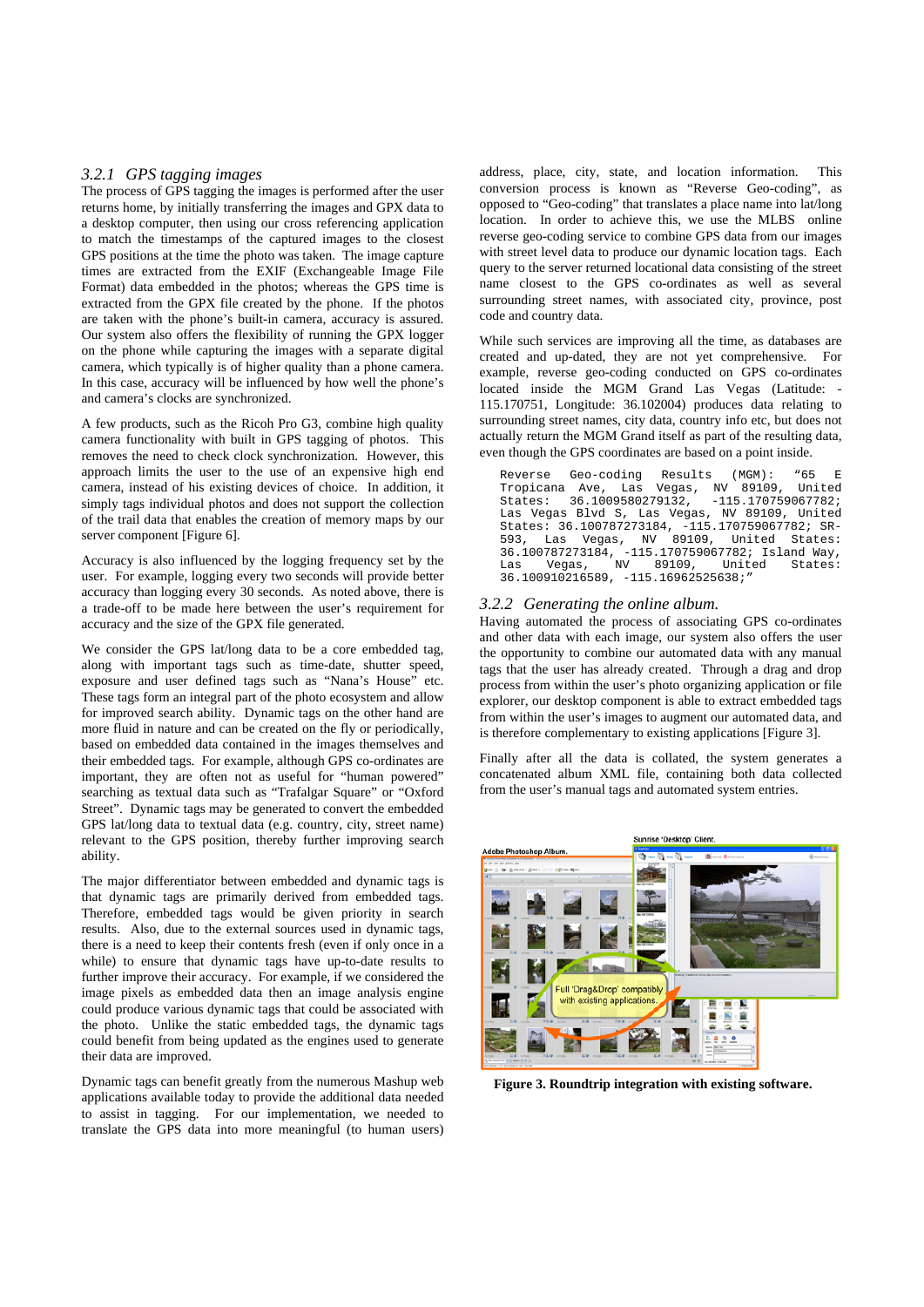### 3.2.1 GPS tagging images

The process of GPS tagging the images is performed after the user returns home, by initially transferring the images and GPX data to a desktop computer, then using our cross referencing application to match the timestamps of the captured images to the closest GPS positions at the time the photo was taken. The image capture times are extracted from the EXIF (Exchangeable Image File Format) data embedded in the photos; whereas the GPS time is extracted from the GPX file created by the phone. If the photos are taken with the phone's built-in camera, accuracy is assured. Our system also offers the flexibility of running the GPX logger on the phone while capturing the images with a separate digital camera, which typically is of higher quality than a phone camera. In this case, accuracy will be influenced by how well the phone's and camera's clocks are synchronized.

A few products, such as the Ricoh Pro G3, combine high quality camera functionality with built in GPS tagging of photos. This removes the need to check clock synchronization. However, this approach limits the user to the use of an expensive high end camera, instead of his existing devices of choice. In addition, it simply tags individual photos and does not support the collection of the trail data that enables the creation of memory maps by our server component [Figure 6].

Accuracy is also influenced by the logging frequency set by the user. For example, logging every two seconds will provide better accuracy than logging every 30 seconds. As noted above, there is a trade-off to be made here between the user's requirement for accuracy and the size of the GPX file generated.

We consider the GPS lat/long data to be a core embedded tag, along with important tags such as time-date, shutter speed, exposure and user defined tags such as "Nana's House" etc. These tags form an integral part of the photo ecosystem and allow for improved search ability. Dynamic tags on the other hand are more fluid in nature and can be created on the fly or periodically, based on embedded data contained in the images themselves and their embedded tags. For example, although GPS co-ordinates are important, they are often not as useful for "human powered" searching as textual data such as "Trafalgar Square" or "Oxford Street". Dynamic tags may be generated to convert the embedded GPS lat/long data to textual data (e.g. country, city, street name) relevant to the GPS position, thereby further improving search ability.

The major differentiator between embedded and dynamic tags is that dynamic tags are primarily derived from embedded tags. Therefore, embedded tags would be given priority in search results. Also, due to the external sources used in dynamic tags, there is a need to keep their contents fresh (even if only once in a while) to ensure that dynamic tags have up-to-date results to further improve their accuracy. For example, if we considered the image pixels as embedded data then an image analysis engine could produce various dynamic tags that could be associated with the photo. Unlike the static embedded tags, the dynamic tags could benefit from being updated as the engines used to generate their data are improved.

Dynamic tags can benefit greatly from the numerous Mashup web applications available today to provide the additional data needed to assist in tagging. For our implementation, we needed to translate the GPS data into more meaningful (to human users) address, place, city, state, and location information. This conversion process is known as "Reverse Geo-coding", as opposed to "Geo-coding" that translates a place name into lat/long location. In order to achieve this, we use the MLBS online reverse geo-coding service to combine GPS data from our images with street level data to produce our dynamic location tags. Each query to the server returned locational data consisting of the street name closest to the GPS co-ordinates as well as several surrounding street names, with associated city, province, post code and country data.

While such services are improving all the time, as databases are created and up-dated, they are not yet comprehensive. For example, reverse geo-coding conducted on GPS co-ordinates located inside the MGM Grand Las Vegas (Latitude: -115.170751, Longitude: 36.102004) produces data relating to surrounding street names, city data, country info etc, but does not actually return the MGM Grand itself as part of the resulting data, even though the GPS coordinates are based on a point inside.

```
Reverse Geo-coding Results (MGM): "65 E Tropicana Ave, Las Vegas, NV 89109, United States: 36.1009580279132, -115.170759067782; Las Vegas Blvd S, Las Vegas, NV 89109, United States: 36.100787273184, -115.170759067782; SR-593, Las Vegas, NV 89109, United States: 36.100787273184, -115.170759067782; Island Way, Las Vegas, NV 89109, United States: 36.100910216589, -115.16962525638;"
```

### 3.2.2 Generating the online album.

Having automated the process of associating GPS co-ordinates and other data with each image, our system also offers the user the opportunity to combine our automated data with any manual tags that the user has already created. Through a drag and drop process from within the user's photo organizing application or file explorer, our desktop component is able to extract embedded tags from within the user's images to augment our automated data, and is therefore complementary to existing applications [Figure 3].

Finally after all the data is collated, the system generates a concatenated album XML file, containing both data collected from the user's manual tags and automated system entries.

**Figure 3. Roundtrip integration with existing software.**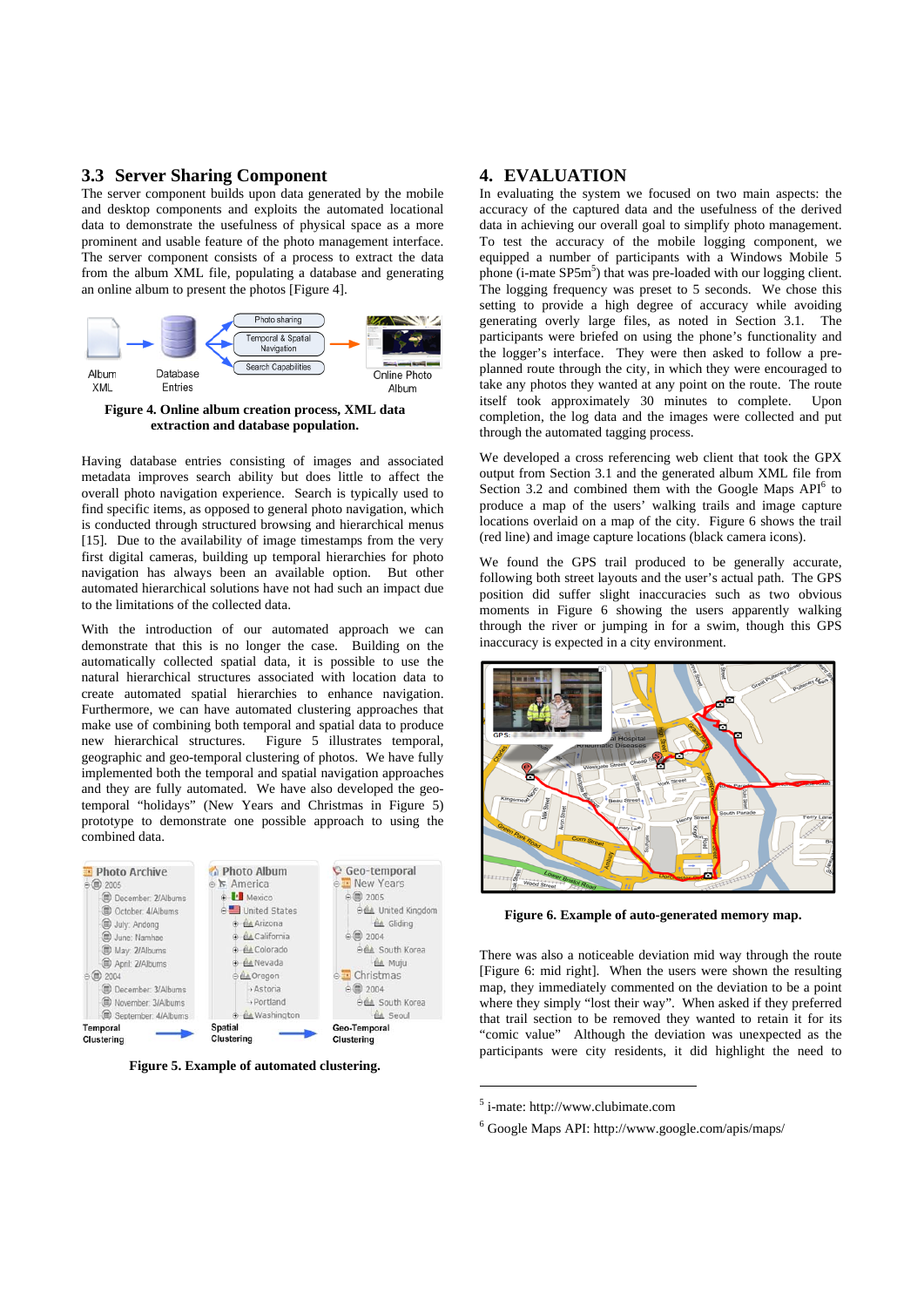### 3.3 Server Sharing Component

The server component builds upon data generated by the mobile and desktop components and exploits the automated locational data to demonstrate the usefulness of physical space as a more prominent and usable feature of the photo management interface. The server component consists of a process to extract the data from the album XML file, populating a database and generating an online album to present the photos [Figure 4].

**Figure 4. Online album creation process, XML data extraction and database population.**

Having database entries consisting of images and associated metadata improves search ability but does little to affect the overall photo navigation experience. Search is typically used to find specific items, as opposed to general photo navigation, which is conducted through structured browsing and hierarchical menus [15]. Due to the availability of image timestamps from the very first digital cameras, building up temporal hierarchies for photo navigation has always been an available option. But other automated hierarchical solutions have not had such an impact due to the limitations of the collected data.

With the introduction of our automated approach we can demonstrate that this is no longer the case. Building on the automatically collected spatial data, it is possible to use the natural hierarchical structures associated with location data to create automated spatial hierarchies to enhance navigation. Furthermore, we can have automated clustering approaches that make use of combining both temporal and spatial data to produce new hierarchical structures. Figure 5 illustrates temporal, geographic and geo-temporal clustering of photos. We have fully implemented both the temporal and spatial navigation approaches and they are fully automated. We have also developed the geo-temporal "holidays" (New Years and Christmas in Figure 5) prototype to demonstrate one possible approach to using the combined data.

**Figure 5. Example of automated clustering.**

## 4. EVALUATION

In evaluating the system we focused on two main aspects: the accuracy of the captured data and the usefulness of the derived data in achieving our overall goal to simplify photo management. To test the accuracy of the mobile logging component, we equipped a number of participants with a Windows Mobile 5 phone (i-mate SP5m[5]) that was pre-loaded with our logging client. The logging frequency was preset to 5 seconds. We chose this setting to provide a high degree of accuracy while avoiding generating overly large files, as noted in Section 3.1. The participants were briefed on using the phone's functionality and the logger's interface. They were then asked to follow a pre-planned route through the city, in which they were encouraged to take any photos they wanted at any point on the route. The route itself took approximately 30 minutes to complete. Upon completion, the log data and the images were collected and put through the automated tagging process.

We developed a cross referencing web client that took the GPX output from Section 3.1 and the generated album XML file from Section 3.2 and combined them with the Google Maps API[6] to produce a map of the users' walking trails and image capture locations overlaid on a map of the city. Figure 6 shows the trail (red line) and image capture locations (black camera icons).

We found the GPS trail produced to be generally accurate, following both street layouts and the user's actual path. The GPS position did suffer slight inaccuracies such as two obvious moments in Figure 6 showing the users apparently walking through the river or jumping in for a swim, though this GPS inaccuracy is expected in a city environment.

**Figure 6. Example of auto-generated memory map.**

There was also a noticeable deviation mid way through the route [Figure 6: mid right]. When the users were shown the resulting map, they immediately commented on the deviation to be a point where they simply "lost their way". When asked if they preferred that trail section to be removed they wanted to retain it for its "comic value" Although the deviation was unexpected as the participants were city residents, it did highlight the need to

---

[5] i-mate: http://www.clubimate.com

[6] Google Maps API: http://www.google.com/apis/maps/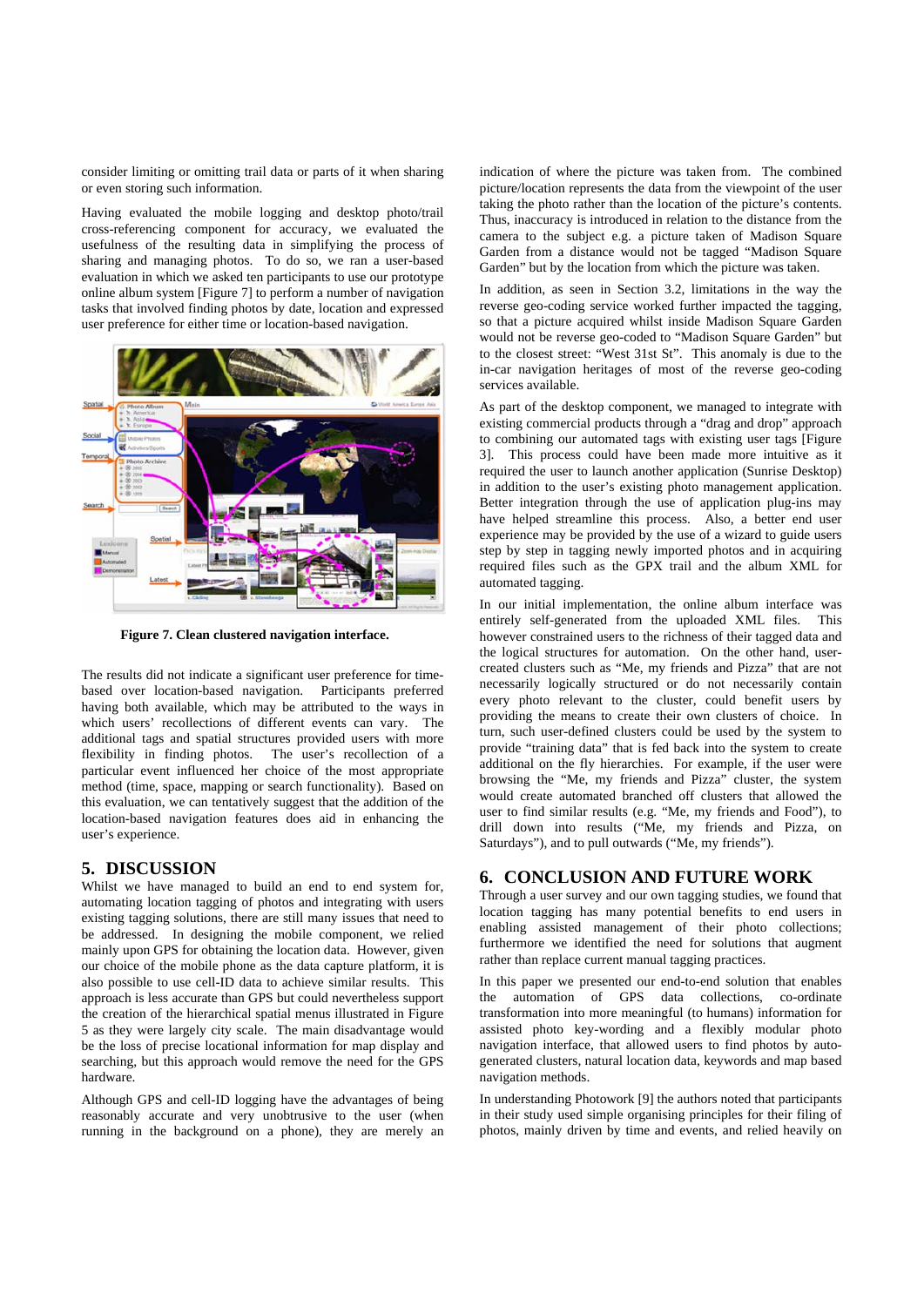consider limiting or omitting trail data or parts of it when sharing or even storing such information.

Having evaluated the mobile logging and desktop photo/trail cross-referencing component for accuracy, we evaluated the usefulness of the resulting data in simplifying the process of sharing and managing photos. To do so, we ran a user-based evaluation in which we asked ten participants to use our prototype online album system [Figure 7] to perform a number of navigation tasks that involved finding photos by date, location and expressed user preference for either time or location-based navigation.

**Figure 7. Clean clustered navigation interface.**

The results did not indicate a significant user preference for time-based over location-based navigation. Participants preferred having both available, which may be attributed to the ways in which users' recollections of different events can vary. The additional tags and spatial structures provided users with more flexibility in finding photos. The user's recollection of a particular event influenced her choice of the most appropriate method (time, space, mapping or search functionality). Based on this evaluation, we can tentatively suggest that the addition of the location-based navigation features does aid in enhancing the user's experience.

## 5. DISCUSSION

Whilst we have managed to build an end to end system for, automating location tagging of photos and integrating with users existing tagging solutions, there are still many issues that need to be addressed. In designing the mobile component, we relied mainly upon GPS for obtaining the location data. However, given our choice of the mobile phone as the data capture platform, it is also possible to use cell-ID data to achieve similar results. This approach is less accurate than GPS but could nevertheless support the creation of the hierarchical spatial menus illustrated in Figure 5 as they were largely city scale. The main disadvantage would be the loss of precise locational information for map display and searching, but this approach would remove the need for the GPS hardware.

Although GPS and cell-ID logging have the advantages of being reasonably accurate and very unobtrusive to the user (when running in the background on a phone), they are merely an indication of where the picture was taken from. The combined picture/location represents the data from the viewpoint of the user taking the photo rather than the location of the picture's contents. Thus, inaccuracy is introduced in relation to the distance from the camera to the subject e.g. a picture taken of Madison Square Garden from a distance would not be tagged "Madison Square Garden" but by the location from which the picture was taken.

In addition, as seen in Section 3.2, limitations in the way the reverse geo-coding service worked further impacted the tagging, so that a picture acquired whilst inside Madison Square Garden would not be reverse geo-coded to "Madison Square Garden" but to the closest street: "West 31st St". This anomaly is due to the in-car navigation heritages of most of the reverse geo-coding services available.

As part of the desktop component, we managed to integrate with existing commercial products through a "drag and drop" approach to combining our automated tags with existing user tags [Figure 3]. This process could have been made more intuitive as it required the user to launch another application (Sunrise Desktop) in addition to the user's existing photo management application. Better integration through the use of application plug-ins may have helped streamline this process. Also, a better end user experience may be provided by the use of a wizard to guide users step by step in tagging newly imported photos and in acquiring required files such as the GPX trail and the album XML for automated tagging.

In our initial implementation, the online album interface was entirely self-generated from the uploaded XML files. This however constrained users to the richness of their tagged data and the logical structures for automation. On the other hand, user-created clusters such as "Me, my friends and Pizza" that are not necessarily logically structured or do not necessarily contain every photo relevant to the cluster, could benefit users by providing the means to create their own clusters of choice. In turn, such user-defined clusters could be used by the system to provide "training data" that is fed back into the system to create additional on the fly hierarchies. For example, if the user were browsing the "Me, my friends and Pizza" cluster, the system would create automated branched off clusters that allowed the user to find similar results (e.g. "Me, my friends and Food"), to drill down into results ("Me, my friends and Pizza, on Saturdays"), and to pull outwards ("Me, my friends").

## 6. CONCLUSION AND FUTURE WORK

Through a user survey and our own tagging studies, we found that location tagging has many potential benefits to end users in enabling assisted management of their photo collections; furthermore we identified the need for solutions that augment rather than replace current manual tagging practices.

In this paper we presented our end-to-end solution that enables the automation of GPS data collections, co-ordinate transformation into more meaningful (to humans) information for assisted photo key-wording and a flexibly modular photo navigation interface, that allowed users to find photos by auto-generated clusters, natural location data, keywords and map based navigation methods.

In understanding Photowork [9] the authors noted that participants in their study used simple organising principles for their filing of photos, mainly driven by time and events, and relied heavily on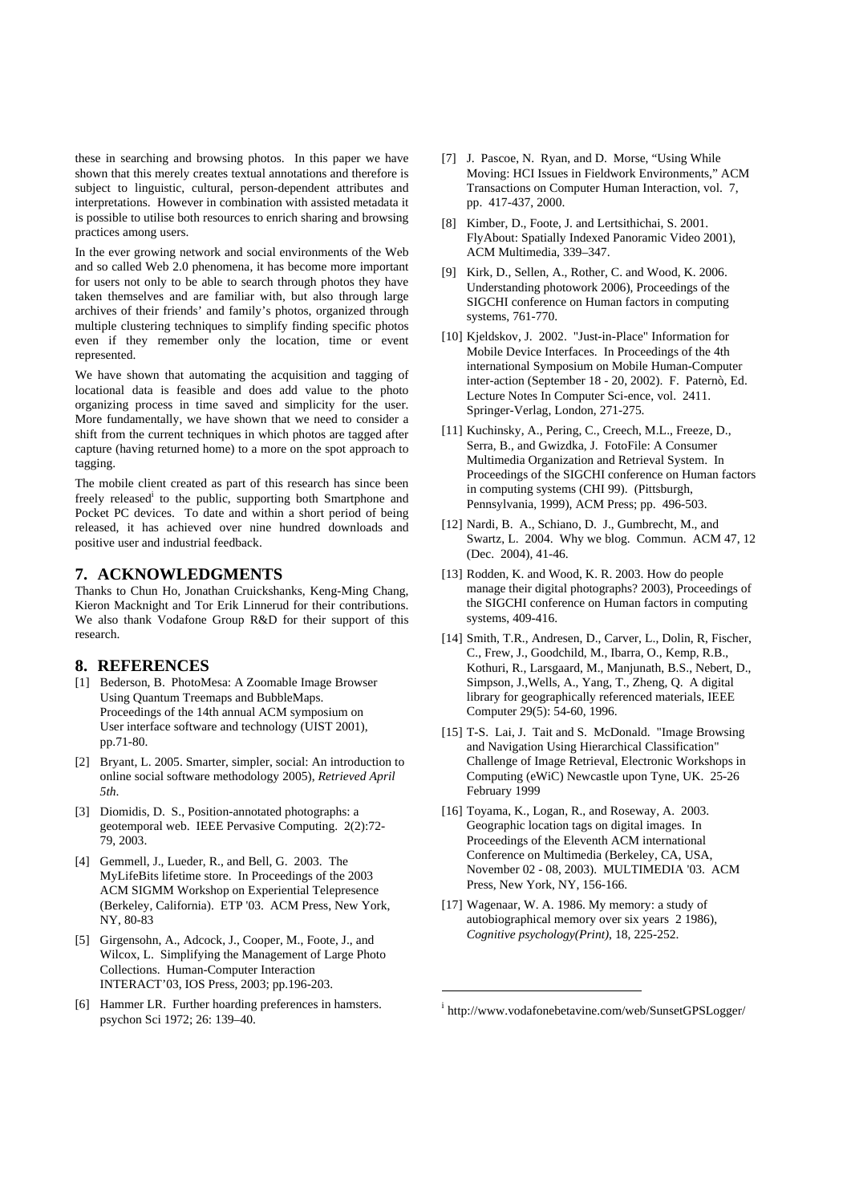these in searching and browsing photos. In this paper we have shown that this merely creates textual annotations and therefore is subject to linguistic, cultural, person-dependent attributes and interpretations. However in combination with assisted metadata it is possible to utilise both resources to enrich sharing and browsing practices among users.

In the ever growing network and social environments of the Web and so called Web 2.0 phenomena, it has become more important for users not only to be able to search through photos they have taken themselves and are familiar with, but also through large archives of their friends' and family's photos, organized through multiple clustering techniques to simplify finding specific photos even if they remember only the location, time or event represented.

We have shown that automating the acquisition and tagging of locational data is feasible and does add value to the photo organizing process in time saved and simplicity for the user. More fundamentally, we have shown that we need to consider a shift from the current techniques in which photos are tagged after capture (having returned home) to a more on the spot approach to tagging.

The mobile client created as part of this research has since been freely released[i] to the public, supporting both Smartphone and Pocket PC devices. To date and within a short period of being released, it has achieved over nine hundred downloads and positive user and industrial feedback.

## 7. ACKNOWLEDGMENTS

Thanks to Chun Ho, Jonathan Cruickshanks, Keng-Ming Chang, Kieron Macknight and Tor Erik Linnerud for their contributions. We also thank Vodafone Group R&D for their support of this research.

## 8. REFERENCES

[1] Bederson, B. PhotoMesa: A Zoomable Image Browser Using Quantum Treemaps and BubbleMaps. Proceedings of the 14th annual ACM symposium on User interface software and technology (UIST 2001), pp.71-80.

[2] Bryant, L. 2005. Smarter, simpler, social: An introduction to online social software methodology 2005), *Retrieved April 5th*.

[3] Diomidis, D. S., Position-annotated photographs: a geotemporal web. IEEE Pervasive Computing. 2(2):72-79, 2003.

[4] Gemmell, J., Lueder, R., and Bell, G. 2003. The MyLifeBits lifetime store. In Proceedings of the 2003 ACM SIGMM Workshop on Experiential Telepresence (Berkeley, California). ETP '03. ACM Press, New York, NY, 80-83

[5] Girgensohn, A., Adcock, J., Cooper, M., Foote, J., and Wilcox, L. Simplifying the Management of Large Photo Collections. Human-Computer Interaction INTERACT'03, IOS Press, 2003; pp.196-203.

[6] Hammer LR. Further hoarding preferences in hamsters. psychon Sci 1972; 26: 139–40.

[7] J. Pascoe, N. Ryan, and D. Morse, "Using While Moving: HCI Issues in Fieldwork Environments," ACM Transactions on Computer Human Interaction, vol. 7, pp. 417-437, 2000.

[8] Kimber, D., Foote, J. and Lertsithichai, S. 2001. FlyAbout: Spatially Indexed Panoramic Video 2001), ACM Multimedia, 339–347.

[9] Kirk, D., Sellen, A., Rother, C. and Wood, K. 2006. Understanding photowork 2006), Proceedings of the SIGCHI conference on Human factors in computing systems, 761-770.

[10] Kjeldskov, J. 2002. "Just-in-Place" Information for Mobile Device Interfaces. In Proceedings of the 4th international Symposium on Mobile Human-Computer inter-action (September 18 - 20, 2002). F. Paternò, Ed. Lecture Notes In Computer Sci-ence, vol. 2411. Springer-Verlag, London, 271-275.

[11] Kuchinsky, A., Pering, C., Creech, M.L., Freeze, D., Serra, B., and Gwizdka, J. FotoFile: A Consumer Multimedia Organization and Retrieval System. In Proceedings of the SIGCHI conference on Human factors in computing systems (CHI 99). (Pittsburgh, Pennsylvania, 1999), ACM Press; pp. 496-503.

[12] Nardi, B. A., Schiano, D. J., Gumbrecht, M., and Swartz, L. 2004. Why we blog. Commun. ACM 47, 12 (Dec. 2004), 41-46.

[13] Rodden, K. and Wood, K. R. 2003. How do people manage their digital photographs? 2003), Proceedings of the SIGCHI conference on Human factors in computing systems, 409-416.

[14] Smith, T.R., Andresen, D., Carver, L., Dolin, R, Fischer, C., Frew, J., Goodchild, M., Ibarra, O., Kemp, R.B., Kothuri, R., Larsgaard, M., Manjunath, B.S., Nebert, D., Simpson, J.,Wells, A., Yang, T., Zheng, Q. A digital library for geographically referenced materials, IEEE Computer 29(5): 54-60, 1996.

[15] T-S. Lai, J. Tait and S. McDonald. "Image Browsing and Navigation Using Hierarchical Classification" Challenge of Image Retrieval, Electronic Workshops in Computing (eWiC) Newcastle upon Tyne, UK. 25-26 February 1999

[16] Toyama, K., Logan, R., and Roseway, A. 2003. Geographic location tags on digital images. In Proceedings of the Eleventh ACM international Conference on Multimedia (Berkeley, CA, USA, November 02 - 08, 2003). MULTIMEDIA '03. ACM Press, New York, NY, 156-166.

[17] Wagenaar, W. A. 1986. My memory: a study of autobiographical memory over six years 2 1986), *Cognitive psychology(Print)*, 18, 225-252.

---

[i] http://www.vodafonebetavine.com/web/SunsetGPSLogger/